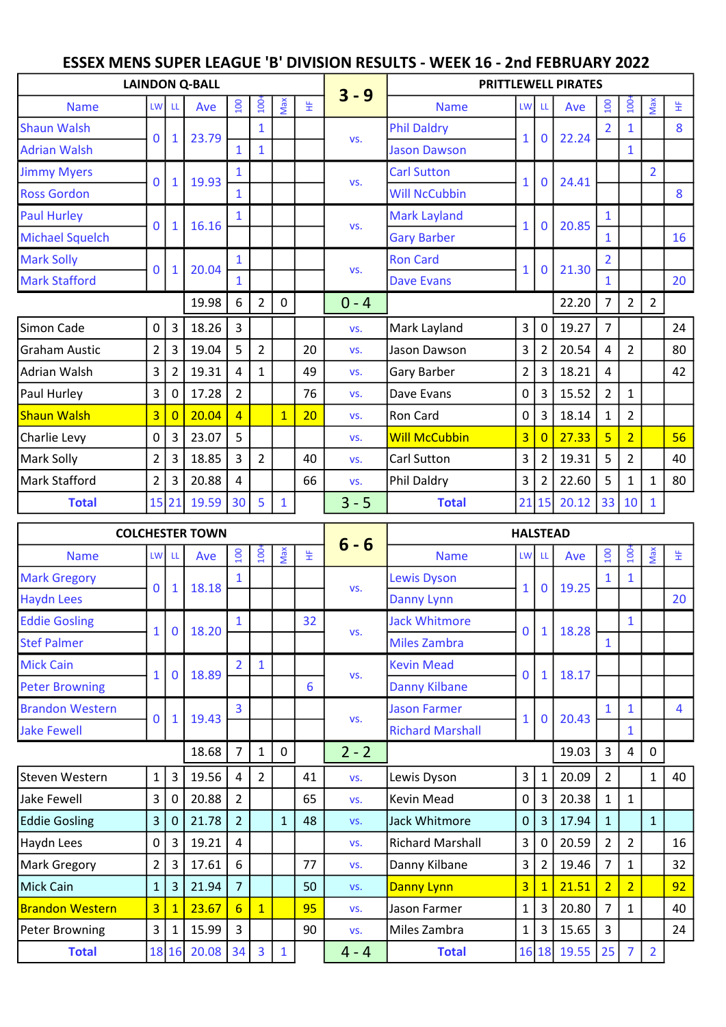# ESSEX MENS SUPER LEAGUE 'B' DIVISION RESULTS - WEEK 16 - 2nd FEBRUARY 2022

| LAINDON Q-BALL | | | | | | | | 3 - 9 | PRITTLEWELL PIRATES | | | | | | | |
|---|---|---|---|---|---|---|---|---|---|---|---|---|---|---|---|---|
| Name | LW | LL | Ave | 100 | 100+ | Max | HF | | Name | LW | LL | Ave | 100 | 100+ | Max | HF |
| Shaun Walsh | 0 | 1 | 23.79 | | 1 | | | vs. | Phil Daldry | 1 | 0 | 22.24 | 2 | 1 | | 8 |
| Adrian Walsh | | | | 1 | 1 | | | | Jason Dawson | | | | | 1 | | |
| Jimmy Myers | 0 | 1 | 19.93 | 1 | | | | vs. | Carl Sutton | 1 | 0 | 24.41 | | | 2 | |
| Ross Gordon | | | | 1 | | | | | Will NcCubbin | | | | | | | 8 |
| Paul Hurley | 0 | 1 | 16.16 | 1 | | | | vs. | Mark Layland | 1 | 0 | 20.85 | 1 | | | |
| Michael Squelch | | | | | | | | | Gary Barber | | | | 1 | | | 16 |
| Mark Solly | 0 | 1 | 20.04 | 1 | | | | vs. | Ron Card | 1 | 0 | 21.30 | 2 | | | |
| Mark Stafford | | | | 1 | | | | | Dave Evans | | | | 1 | | | 20 |
| | | | 19.98 | 6 | 2 | 0 | | 0 - 4 | | | | 22.20 | 7 | 2 | 2 | |
| Simon Cade | 0 | 3 | 18.26 | 3 | | | | vs. | Mark Layland | 3 | 0 | 19.27 | 7 | | | 24 |
| Graham Austic | 2 | 3 | 19.04 | 5 | 2 | | 20 | vs. | Jason Dawson | 3 | 2 | 20.54 | 4 | 2 | | 80 |
| Adrian Walsh | 3 | 2 | 19.31 | 4 | 1 | | 49 | vs. | Gary Barber | 2 | 3 | 18.21 | 4 | | | 42 |
| Paul Hurley | 3 | 0 | 17.28 | 2 | | | 76 | vs. | Dave Evans | 0 | 3 | 15.52 | 2 | 1 | | |
| Shaun Walsh | 3 | 0 | 20.04 | 4 | | 1 | 20 | vs. | Ron Card | 0 | 3 | 18.14 | 1 | 2 | | |
| Charlie Levy | 0 | 3 | 23.07 | 5 | | | | vs. | Will McCubbin | 3 | 0 | 27.33 | 5 | 2 | | 56 |
| Mark Solly | 2 | 3 | 18.85 | 3 | 2 | | 40 | vs. | Carl Sutton | 3 | 2 | 19.31 | 5 | 2 | | 40 |
| Mark Stafford | 2 | 3 | 20.88 | 4 | | | 66 | vs. | Phil Daldry | 3 | 2 | 22.60 | 5 | 1 | 1 | 80 |
| **Total** | 15 | 21 | 19.59 | 30 | 5 | 1 | | 3 - 5 | **Total** | 21 | 15 | 20.12 | 33 | 10 | 1 | |

| COLCHESTER TOWN | | | | | | | | 6 - 6 | HALSTEAD | | | | | | | |
|---|---|---|---|---|---|---|---|---|---|---|---|---|---|---|---|---|
| Name | LW | LL | Ave | 100 | 100+ | Max | HF | | Name | LW | LL | Ave | 100 | 100+ | Max | HF |
| Mark Gregory | 0 | 1 | 18.18 | 1 | | | | vs. | Lewis Dyson | 1 | 0 | 19.25 | 1 | 1 | | |
| Haydn Lees | | | | | | | | | Danny Lynn | | | | | | | 20 |
| Eddie Gosling | 1 | 0 | 18.20 | 1 | | | 32 | vs. | Jack Whitmore | 0 | 1 | 18.28 | | 1 | | |
| Stef Palmer | | | | | | | | | Miles Zambra | | | | 1 | | | |
| Mick Cain | 1 | 0 | 18.89 | 2 | 1 | | | vs. | Kevin Mead | 0 | 1 | 18.17 | | | | |
| Peter Browning | | | | | | | 6 | | Danny Kilbane | | | | | | | |
| Brandon Western | 0 | 1 | 19.43 | 3 | | | | vs. | Jason Farmer | 1 | 0 | 20.43 | 1 | 1 | | 4 |
| Jake Fewell | | | | | | | | | Richard Marshall | | | | | 1 | | |
| | | | 18.68 | 7 | 1 | 0 | | 2 - 2 | | | | 19.03 | 3 | 4 | 0 | |
| Steven Western | 1 | 3 | 19.56 | 4 | 2 | | 41 | vs. | Lewis Dyson | 3 | 1 | 20.09 | 2 | | 1 | 40 |
| Jake Fewell | 3 | 0 | 20.88 | 2 | | | 65 | vs. | Kevin Mead | 0 | 3 | 20.38 | 1 | 1 | | |
| Eddie Gosling | 3 | 0 | 21.78 | 2 | | 1 | 48 | vs. | Jack Whitmore | 0 | 3 | 17.94 | 1 | | 1 | |
| Haydn Lees | 0 | 3 | 19.21 | 4 | | | | vs. | Richard Marshall | 3 | 0 | 20.59 | 2 | 2 | | 16 |
| Mark Gregory | 2 | 3 | 17.61 | 6 | | | 77 | vs. | Danny Kilbane | 3 | 2 | 19.46 | 7 | 1 | | 32 |
| Mick Cain | 1 | 3 | 21.94 | 7 | | | 50 | vs. | Danny Lynn | 3 | 1 | 21.51 | 2 | 2 | | 92 |
| Brandon Western | 3 | 1 | 23.67 | 6 | 1 | | 95 | vs. | Jason Farmer | 1 | 3 | 20.80 | 7 | 1 | | 40 |
| Peter Browning | 3 | 1 | 15.99 | 3 | | | 90 | vs. | Miles Zambra | 1 | 3 | 15.65 | 3 | | | 24 |
| **Total** | 18 | 16 | 20.08 | 34 | 3 | 1 | | 4 - 4 | **Total** | 16 | 18 | 19.55 | 25 | 7 | 2 | |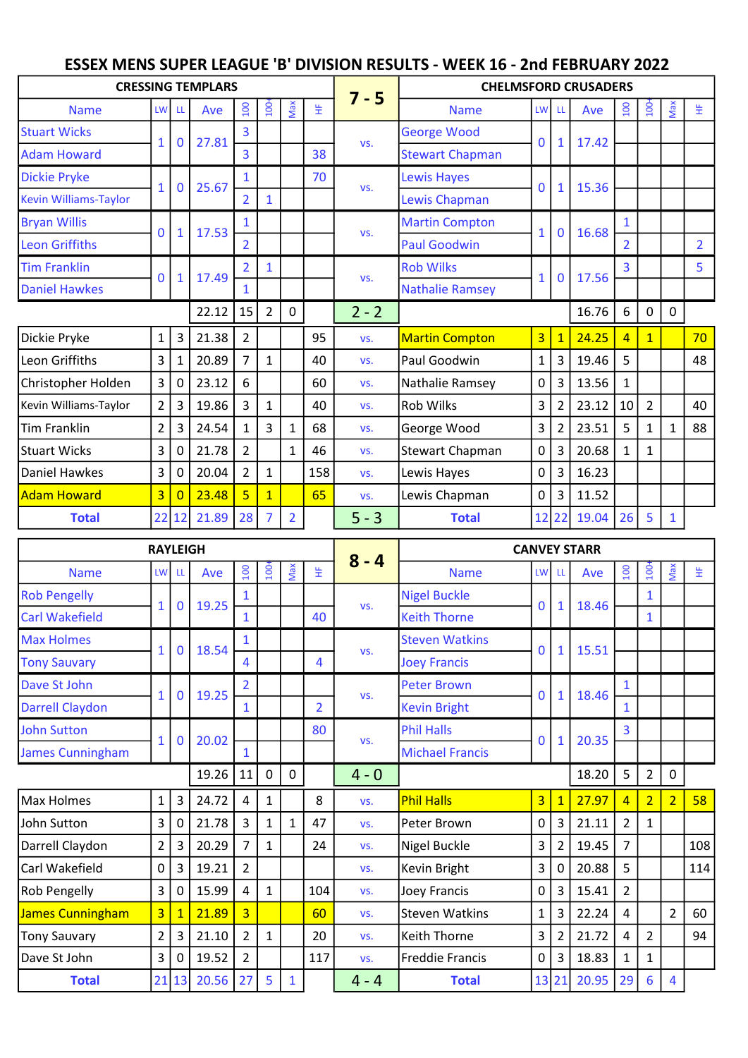# ESSEX MENS SUPER LEAGUE 'B' DIVISION RESULTS - WEEK 16 - 2nd FEBRUARY 2022

| CRESSING TEMPLARS | | | | | | | | 7 - 5 | CHELMSFORD CRUSADERS | | | | | | | |
|---|---|---|---|---|---|---|---|---|---|---|---|---|---|---|---|---|
| Name | LW | LL | Ave | 100 | 100+ | Max | HF | | Name | LW | LL | Ave | 100 | 100+ | Max | HF |
| Stuart Wicks | 1 | 0 | 27.81 | 3 | | | | vs. | George Wood | 0 | 1 | 17.42 | | | | |
| Adam Howard | | | | 3 | | | 38 | | Stewart Chapman | | | | | | | |
| Dickie Pryke | 1 | 0 | 25.67 | 1 | | | 70 | vs. | Lewis Hayes | 0 | 1 | 15.36 | | | | |
| Kevin Williams-Taylor | | | | 2 | 1 | | | | Lewis Chapman | | | | | | | |
| Bryan Willis | 0 | 1 | 17.53 | 1 | | | | vs. | Martin Compton | 1 | 0 | 16.68 | 1 | | | |
| Leon Griffiths | | | | 2 | | | | | Paul Goodwin | | | | 2 | | | 2 |
| Tim Franklin | 0 | 1 | 17.49 | 2 | 1 | | | vs. | Rob Wilks | 1 | 0 | 17.56 | 3 | | | 5 |
| Daniel Hawkes | | | | 1 | | | | | Nathalie Ramsey | | | | | | | |
| | | | 22.12 | 15 | 2 | 0 | | 2 - 2 | | | | 16.76 | 6 | 0 | 0 | |
| Dickie Pryke | 1 | 3 | 21.38 | 2 | | | 95 | vs. | Martin Compton | 3 | 1 | 24.25 | 4 | 1 | | 70 |
| Leon Griffiths | 3 | 1 | 20.89 | 7 | 1 | | 40 | vs. | Paul Goodwin | 1 | 3 | 19.46 | 5 | | | 48 |
| Christopher Holden | 3 | 0 | 23.12 | 6 | | | 60 | vs. | Nathalie Ramsey | 0 | 3 | 13.56 | 1 | | | |
| Kevin Williams-Taylor | 2 | 3 | 19.86 | 3 | 1 | | 40 | vs. | Rob Wilks | 3 | 2 | 23.12 | 10 | 2 | | 40 |
| Tim Franklin | 2 | 3 | 24.54 | 1 | 3 | 1 | 68 | vs. | George Wood | 3 | 2 | 23.51 | 5 | 1 | 1 | 88 |
| Stuart Wicks | 3 | 0 | 21.78 | 2 | | 1 | 46 | vs. | Stewart Chapman | 0 | 3 | 20.68 | 1 | 1 | | |
| Daniel Hawkes | 3 | 0 | 20.04 | 2 | 1 | | 158 | vs. | Lewis Hayes | 0 | 3 | 16.23 | | | | |
| Adam Howard | 3 | 0 | 23.48 | 5 | 1 | | 65 | vs. | Lewis Chapman | 0 | 3 | 11.52 | | | | |
| **Total** | 22 | 12 | 21.89 | 28 | 7 | 2 | | 5 - 3 | **Total** | 12 | 22 | 19.04 | 26 | 5 | 1 | |

| RAYLEIGH | | | | | | | | 8 - 4 | CANVEY STARR | | | | | | | |
|---|---|---|---|---|---|---|---|---|---|---|---|---|---|---|---|---|
| Name | LW | LL | Ave | 100 | 100+ | Max | HF | | Name | LW | LL | Ave | 100 | 100+ | Max | HF |
| Rob Pengelly | 1 | 0 | 19.25 | 1 | | | | vs. | Nigel Buckle | 0 | 1 | 18.46 | | 1 | | |
| Carl Wakefield | | | | 1 | | | 40 | | Keith Thorne | | | | | 1 | | |
| Max Holmes | 1 | 0 | 18.54 | 1 | | | | vs. | Steven Watkins | 0 | 1 | 15.51 | | | | |
| Tony Sauvary | | | | 4 | | | 4 | | Joey Francis | | | | | | | |
| Dave St John | 1 | 0 | 19.25 | 2 | | | | vs. | Peter Brown | 0 | 1 | 18.46 | 1 | | | |
| Darrell Claydon | | | | 1 | | | 2 | | Kevin Bright | | | | 1 | | | |
| John Sutton | 1 | 0 | 20.02 | | | | 80 | vs. | Phil Halls | 0 | 1 | 20.35 | 3 | | | |
| James Cunningham | | | | 1 | | | | | Michael Francis | | | | | | | |
| | | | 19.26 | 11 | 0 | 0 | | 4 - 0 | | | | 18.20 | 5 | 2 | 0 | |
| Max Holmes | 1 | 3 | 24.72 | 4 | 1 | | 8 | vs. | Phil Halls | 3 | 1 | 27.97 | 4 | 2 | 2 | 58 |
| John Sutton | 3 | 0 | 21.78 | 3 | 1 | 1 | 47 | vs. | Peter Brown | 0 | 3 | 21.11 | 2 | 1 | | |
| Darrell Claydon | 2 | 3 | 20.29 | 7 | 1 | | 24 | vs. | Nigel Buckle | 3 | 2 | 19.45 | 7 | | | 108 |
| Carl Wakefield | 0 | 3 | 19.21 | 2 | | | | vs. | Kevin Bright | 3 | 0 | 20.88 | 5 | | | 114 |
| Rob Pengelly | 3 | 0 | 15.99 | 4 | 1 | | 104 | vs. | Joey Francis | 0 | 3 | 15.41 | 2 | | | |
| James Cunningham | 3 | 1 | 21.89 | 3 | | | 60 | vs. | Steven Watkins | 1 | 3 | 22.24 | 4 | | 2 | 60 |
| Tony Sauvary | 2 | 3 | 21.10 | 2 | 1 | | 20 | vs. | Keith Thorne | 3 | 2 | 21.72 | 4 | 2 | | 94 |
| Dave St John | 3 | 0 | 19.52 | 2 | | | 117 | vs. | Freddie Francis | 0 | 3 | 18.83 | 1 | 1 | | |
| **Total** | 21 | 13 | 20.56 | 27 | 5 | 1 | | 4 - 4 | **Total** | 13 | 21 | 20.95 | 29 | 6 | 4 | |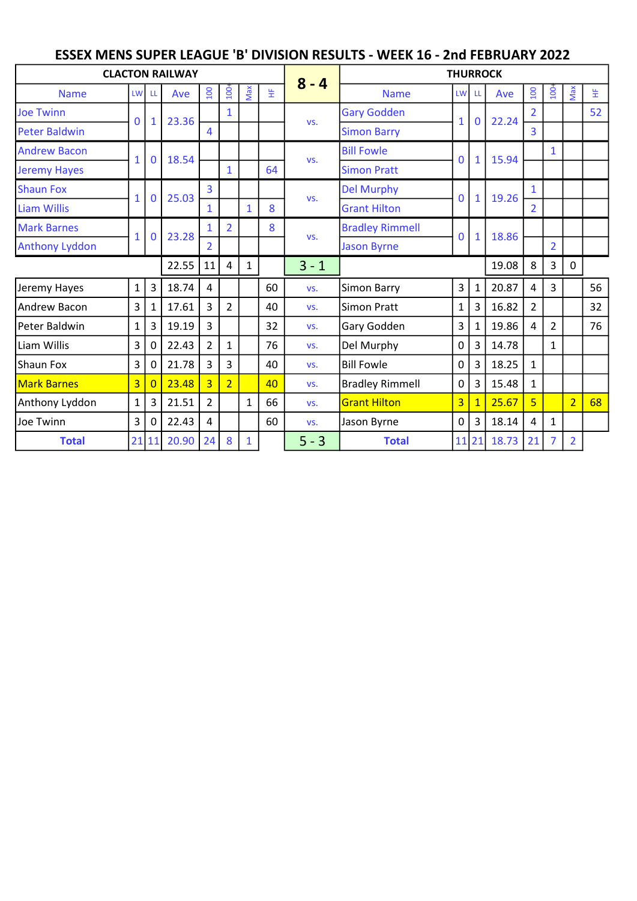# ESSEX MENS SUPER LEAGUE 'B' DIVISION RESULTS - WEEK 16 - 2nd FEBRUARY 2022

| CLACTON RAILWAY | | | | | | | | 8 - 4 | THURROCK | | | | | | | |
|---|---|---|---|---|---|---|---|---|---|---|---|---|---|---|---|---|
| Name | LW | LL | Ave | 100 | 100+ | Max | HF | | Name | LW | LL | Ave | 100 | 100+ | Max | HF |
| Joe Twinn | 0 | 1 | 23.36 | | 1 | | | vs. | Gary Godden | 1 | 0 | 22.24 | 2 | | | 52 |
| Peter Baldwin | | | | 4 | | | | | Simon Barry | | | | 3 | | | |
| Andrew Bacon | 1 | 0 | 18.54 | | | | | vs. | Bill Fowle | 0 | 1 | 15.94 | | 1 | | |
| Jeremy Hayes | | | | | 1 | | 64 | | Simon Pratt | | | | | | | |
| Shaun Fox | 1 | 0 | 25.03 | 3 | | | | vs. | Del Murphy | 0 | 1 | 19.26 | 1 | | | |
| Liam Willis | | | | 1 | | 1 | 8 | | Grant Hilton | | | | 2 | | | |
| Mark Barnes | 1 | 0 | 23.28 | 1 | 2 | | 8 | vs. | Bradley Rimmell | 0 | 1 | 18.86 | | | | |
| Anthony Lyddon | | | | 2 | | | | | Jason Byrne | | | | | 2 | | |
| | | | 22.55 | 11 | 4 | 1 | | 3 - 1 | | | | 19.08 | 8 | 3 | 0 | |
| Jeremy Hayes | 1 | 3 | 18.74 | 4 | | | 60 | vs. | Simon Barry | 3 | 1 | 20.87 | 4 | 3 | | 56 |
| Andrew Bacon | 3 | 1 | 17.61 | 3 | 2 | | 40 | vs. | Simon Pratt | 1 | 3 | 16.82 | 2 | | | 32 |
| Peter Baldwin | 1 | 3 | 19.19 | 3 | | | 32 | vs. | Gary Godden | 3 | 1 | 19.86 | 4 | 2 | | 76 |
| Liam Willis | 3 | 0 | 22.43 | 2 | 1 | | 76 | vs. | Del Murphy | 0 | 3 | 14.78 | | 1 | | |
| Shaun Fox | 3 | 0 | 21.78 | 3 | 3 | | 40 | vs. | Bill Fowle | 0 | 3 | 18.25 | 1 | | | |
| Mark Barnes | 3 | 0 | 23.48 | 3 | 2 | | 40 | vs. | Bradley Rimmell | 0 | 3 | 15.48 | 1 | | | |
| Anthony Lyddon | 1 | 3 | 21.51 | 2 | | 1 | 66 | vs. | Grant Hilton | 3 | 1 | 25.67 | 5 | | 2 | 68 |
| Joe Twinn | 3 | 0 | 22.43 | 4 | | | 60 | vs. | Jason Byrne | 0 | 3 | 18.14 | 4 | 1 | | |
| **Total** | 21 | 11 | 20.90 | 24 | 8 | 1 | | 5 - 3 | **Total** | 11 | 21 | 18.73 | 21 | 7 | 2 | |